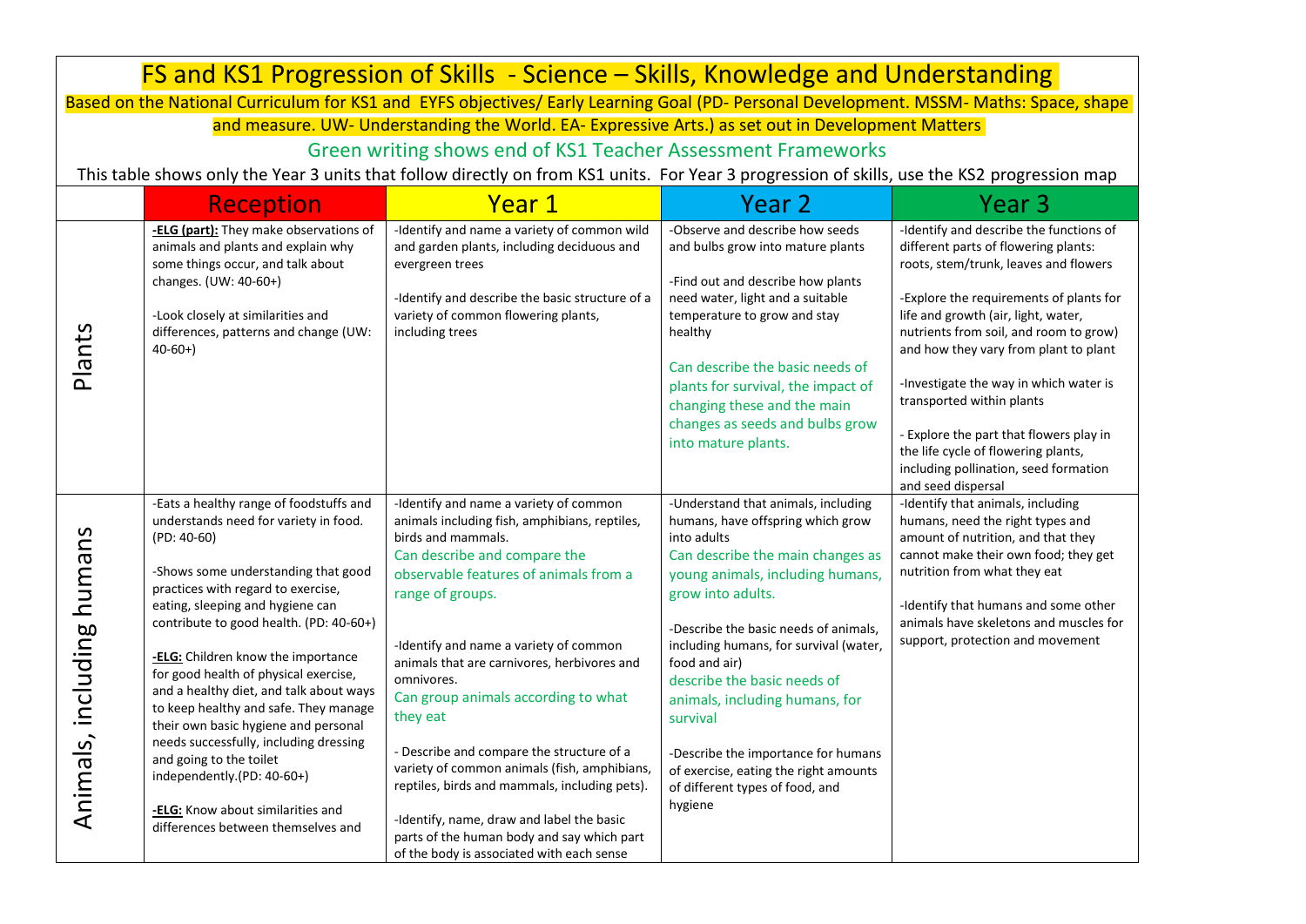# FS and KS1 Progression of Skills - Science – Skills, Knowledge and Understanding

Based on the National Curriculum for KS1 and EYFS objectives/ Early Learning Goal (PD- Personal Development. MSSM- Maths: Space, shape and measure. UW- Understanding the World. EA- Expressive Arts.) as set out in Development Matters

Green writing shows end of KS1 Teacher Assessment Frameworks

This table shows only the Year 3 units that follow directly on from KS1 units. For Year 3 progression of skills, use the KS2 progression map

| | Reception | Year 1 | Year 2 | Year 3 |
|---|---|---|---|---|
| Plants | **-ELG (part):** They make observations of animals and plants and explain why some things occur, and talk about changes. (UW: 40-60+)<br><br>-Look closely at similarities and differences, patterns and change (UW: 40-60+) | -Identify and name a variety of common wild and garden plants, including deciduous and evergreen trees<br><br>-Identify and describe the basic structure of a variety of common flowering plants, including trees | -Observe and describe how seeds and bulbs grow into mature plants<br><br>-Find out and describe how plants need water, light and a suitable temperature to grow and stay healthy<br><br>Can describe the basic needs of plants for survival, the impact of changing these and the main changes as seeds and bulbs grow into mature plants. | -Identify and describe the functions of different parts of flowering plants: roots, stem/trunk, leaves and flowers<br><br>-Explore the requirements of plants for life and growth (air, light, water, nutrients from soil, and room to grow) and how they vary from plant to plant<br><br>-Investigate the way in which water is transported within plants<br><br>- Explore the part that flowers play in the life cycle of flowering plants, including pollination, seed formation and seed dispersal |
| Animals, including humans | -Eats a healthy range of foodstuffs and understands need for variety in food. (PD: 40-60)<br><br>-Shows some understanding that good practices with regard to exercise, eating, sleeping and hygiene can contribute to good health. (PD: 40-60+)<br><br>**-ELG:** Children know the importance for good health of physical exercise, and a healthy diet, and talk about ways to keep healthy and safe. They manage their own basic hygiene and personal needs successfully, including dressing and going to the toilet independently.(PD: 40-60+)<br><br>**-ELG:** Know about similarities and differences between themselves and | -Identify and name a variety of common animals including fish, amphibians, reptiles, birds and mammals.<br>Can describe and compare the observable features of animals from a range of groups.<br><br>-Identify and name a variety of common animals that are carnivores, herbivores and omnivores.<br>Can group animals according to what they eat<br><br>- Describe and compare the structure of a variety of common animals (fish, amphibians, reptiles, birds and mammals, including pets).<br><br>-Identify, name, draw and label the basic parts of the human body and say which part of the body is associated with each sense | -Understand that animals, including humans, have offspring which grow into adults<br>Can describe the main changes as young animals, including humans, grow into adults.<br><br>-Describe the basic needs of animals, including humans, for survival (water, food and air)<br>describe the basic needs of animals, including humans, for survival<br><br>-Describe the importance for humans of exercise, eating the right amounts of different types of food, and hygiene | -Identify that animals, including humans, need the right types and amount of nutrition, and that they cannot make their own food; they get nutrition from what they eat<br><br>-Identify that humans and some other animals have skeletons and muscles for support, protection and movement |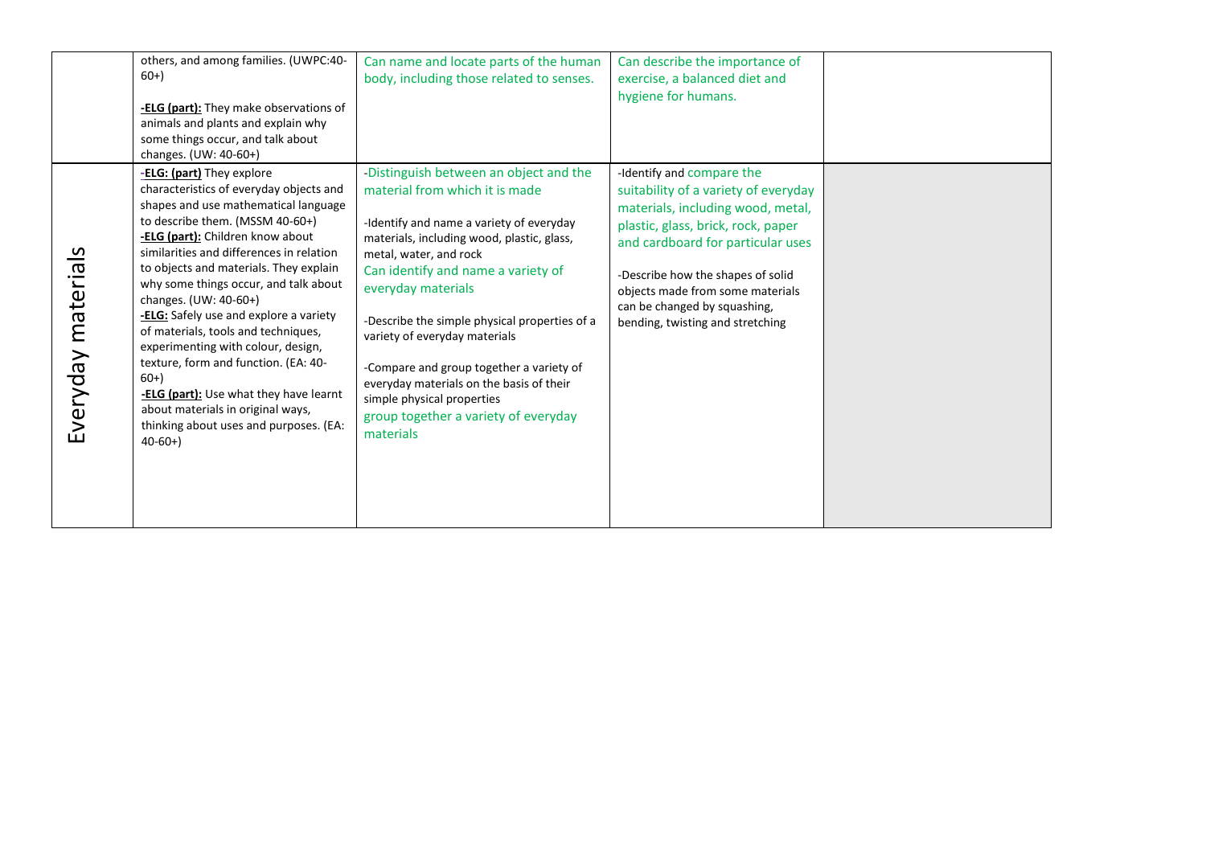|  |  |  |  |  |
|---|---|---|---|---|
|  | others, and among families. (UWPC:40-60+)<br><br>**-ELG (part):** They make observations of animals and plants and explain why some things occur, and talk about changes. (UW: 40-60+) | Can name and locate parts of the human body, including those related to senses. | Can describe the importance of exercise, a balanced diet and hygiene for humans. |  |
| Everyday materials | **-ELG: (part)** They explore characteristics of everyday objects and shapes and use mathematical language to describe them. (MSSM 40-60+)<br>**-ELG (part):** Children know about similarities and differences in relation to objects and materials. They explain why some things occur, and talk about changes. (UW: 40-60+)<br>**-ELG:** Safely use and explore a variety of materials, tools and techniques, experimenting with colour, design, texture, form and function. (EA: 40-60+)<br>**-ELG (part):** Use what they have learnt about materials in original ways, thinking about uses and purposes. (EA: 40-60+) | -Distinguish between an object and the material from which it is made<br><br>-Identify and name a variety of everyday materials, including wood, plastic, glass, metal, water, and rock<br>Can identify and name a variety of everyday materials<br><br>-Describe the simple physical properties of a variety of everyday materials<br><br>-Compare and group together a variety of everyday materials on the basis of their simple physical properties<br>group together a variety of everyday materials | -Identify and compare the suitability of a variety of everyday materials, including wood, metal, plastic, glass, brick, rock, paper and cardboard for particular uses<br><br>-Describe how the shapes of solid objects made from some materials can be changed by squashing, bending, twisting and stretching |  |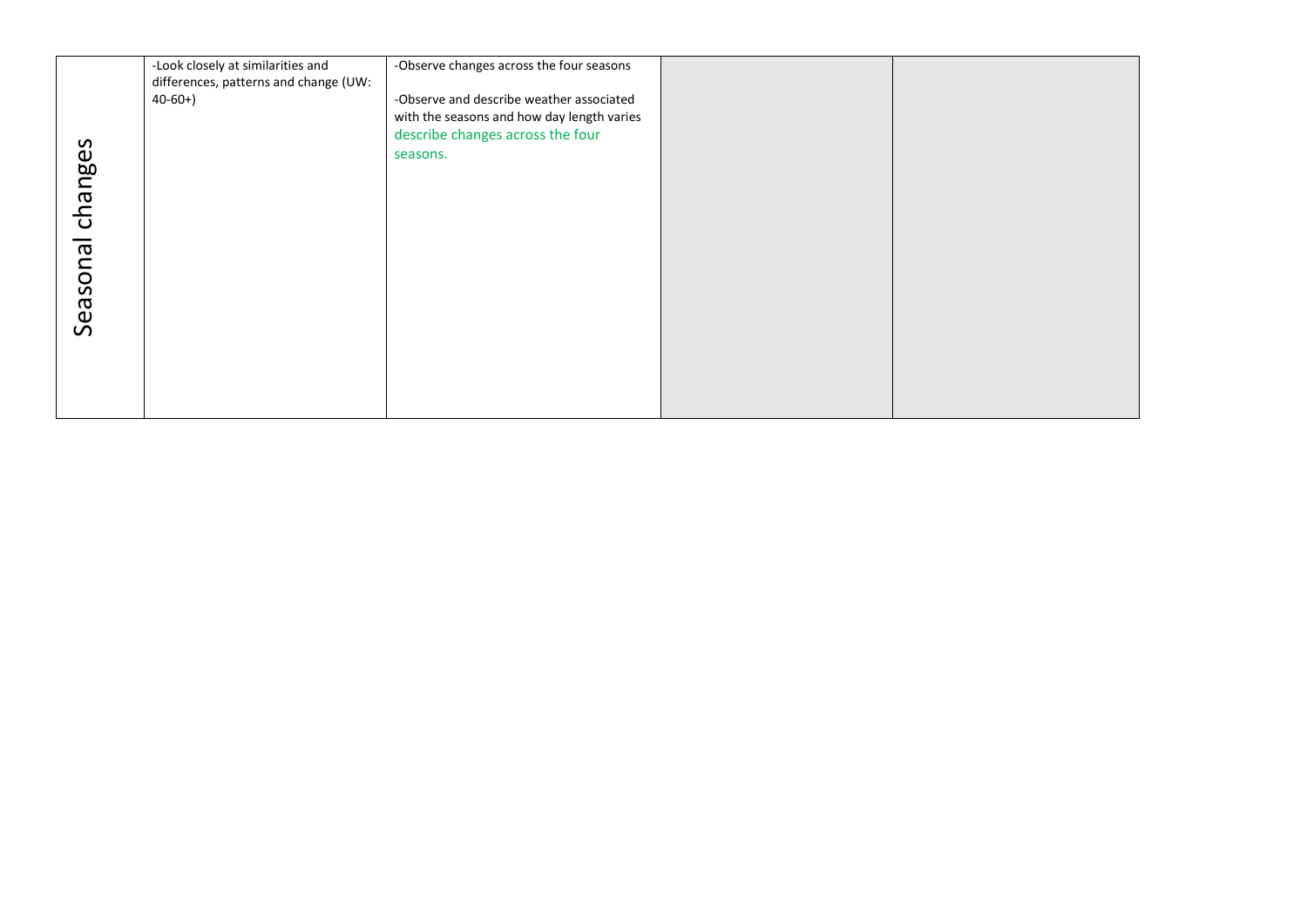| | | | | |
|---|---|---|---|---|
| Seasonal changes | -Look closely at similarities and differences, patterns and change (UW: 40-60+) | -Observe changes across the four seasons<br><br>-Observe and describe weather associated with the seasons and how day length varies<br>describe changes across the four seasons. | | |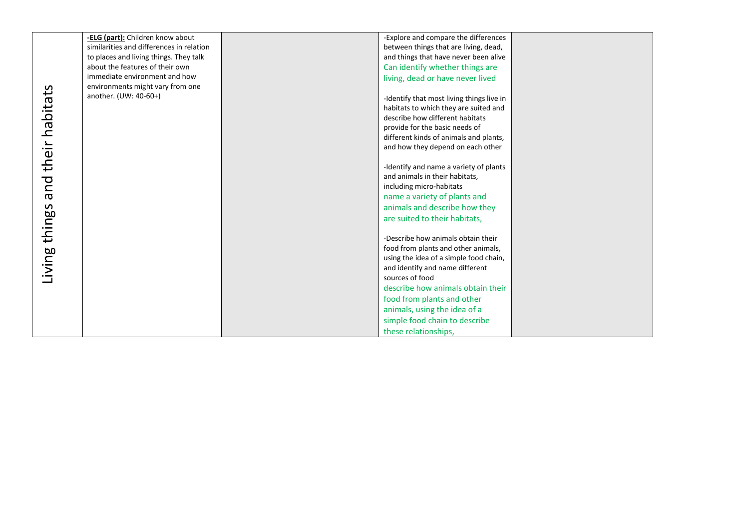| | | | | |
|---|---|---|---|---|
| Living things and their habitats | **-ELG (part):** Children know about similarities and differences in relation to places and living things. They talk about the features of their own immediate environment and how environments might vary from one another. (UW: 40-60+) | | -Explore and compare the differences between things that are living, dead, and things that have never been alive<br>Can identify whether things are living, dead or have never lived<br><br>-Identify that most living things live in habitats to which they are suited and describe how different habitats provide for the basic needs of different kinds of animals and plants, and how they depend on each other<br><br>-Identify and name a variety of plants and animals in their habitats, including micro-habitats<br>name a variety of plants and animals and describe how they are suited to their habitats,<br><br>-Describe how animals obtain their food from plants and other animals, using the idea of a simple food chain, and identify and name different sources of food<br>describe how animals obtain their food from plants and other animals, using the idea of a simple food chain to describe these relationships, | |